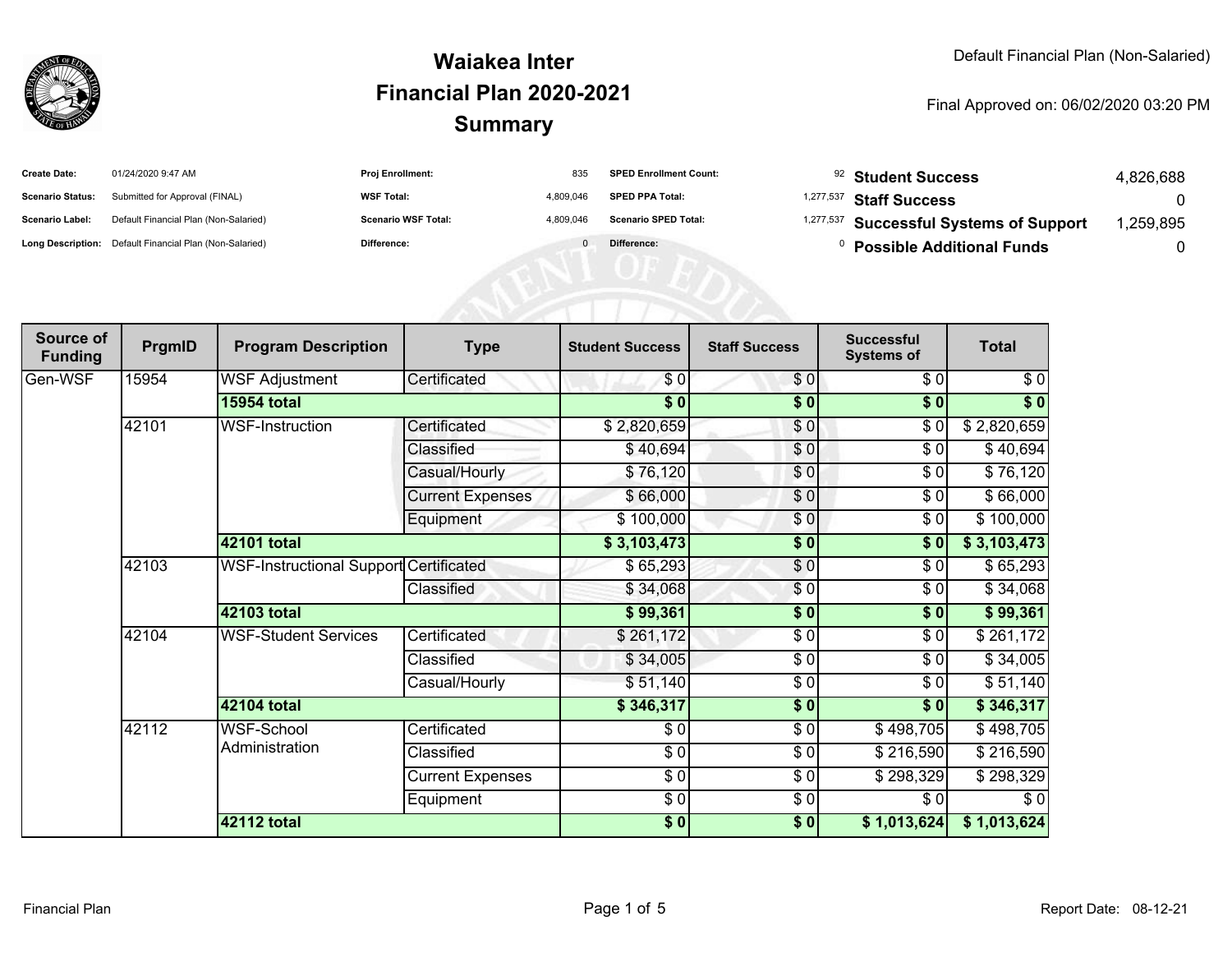# Waiakea Inter
## Financial Plan 2020-2021
## Summary

Default Financial Plan (Non-Salaried)

Final Approved on: 06/02/2020 03:20 PM

| | | | | | | | |
|---|---|---|---|---|---|---|---|
| **Create Date:** | 01/24/2020 9:47 AM | **Proj Enrollment:** | 835 | **SPED Enrollment Count:** | 92 | **Student Success** | 4,826,688 |
| **Scenario Status:** | Submitted for Approval (FINAL) | **WSF Total:** | 4,809,046 | **SPED PPA Total:** | 1,277,537 | **Staff Success** | 0 |
| **Scenario Label:** | Default Financial Plan (Non-Salaried) | **Scenario WSF Total:** | 4,809,046 | **Scenario SPED Total:** | 1,277,537 | **Successful Systems of Support** | 1,259,895 |
| **Long Description:** | Default Financial Plan (Non-Salaried) | **Difference:** | 0 | **Difference:** | 0 | **Possible Additional Funds** | 0 |

| Source of Funding | PrgmID | Program Description | Type | Student Success | Staff Success | Successful Systems of | Total |
|---|---|---|---|---|---|---|---|
| Gen-WSF | 15954 | WSF Adjustment | Certificated | $ 0 | $ 0 | $ 0 | $ 0 |
| | | **15954 total** | | **$ 0** | **$ 0** | **$ 0** | **$ 0** |
| | 42101 | WSF-Instruction | Certificated | $ 2,820,659 | $ 0 | $ 0 | $ 2,820,659 |
| | | | Classified | $ 40,694 | $ 0 | $ 0 | $ 40,694 |
| | | | Casual/Hourly | $ 76,120 | $ 0 | $ 0 | $ 76,120 |
| | | | Current Expenses | $ 66,000 | $ 0 | $ 0 | $ 66,000 |
| | | | Equipment | $ 100,000 | $ 0 | $ 0 | $ 100,000 |
| | | **42101 total** | | **$ 3,103,473** | **$ 0** | **$ 0** | **$ 3,103,473** |
| | 42103 | WSF-Instructional Support | Certificated | $ 65,293 | $ 0 | $ 0 | $ 65,293 |
| | | | Classified | $ 34,068 | $ 0 | $ 0 | $ 34,068 |
| | | **42103 total** | | **$ 99,361** | **$ 0** | **$ 0** | **$ 99,361** |
| | 42104 | WSF-Student Services | Certificated | $ 261,172 | $ 0 | $ 0 | $ 261,172 |
| | | | Classified | $ 34,005 | $ 0 | $ 0 | $ 34,005 |
| | | | Casual/Hourly | $ 51,140 | $ 0 | $ 0 | $ 51,140 |
| | | **42104 total** | | **$ 346,317** | **$ 0** | **$ 0** | **$ 346,317** |
| | 42112 | WSF-School Administration | Certificated | $ 0 | $ 0 | $ 498,705 | $ 498,705 |
| | | | Classified | $ 0 | $ 0 | $ 216,590 | $ 216,590 |
| | | | Current Expenses | $ 0 | $ 0 | $ 298,329 | $ 298,329 |
| | | | Equipment | $ 0 | $ 0 | $ 0 | $ 0 |
| | | **42112 total** | | **$ 0** | **$ 0** | **$ 1,013,624** | **$ 1,013,624** |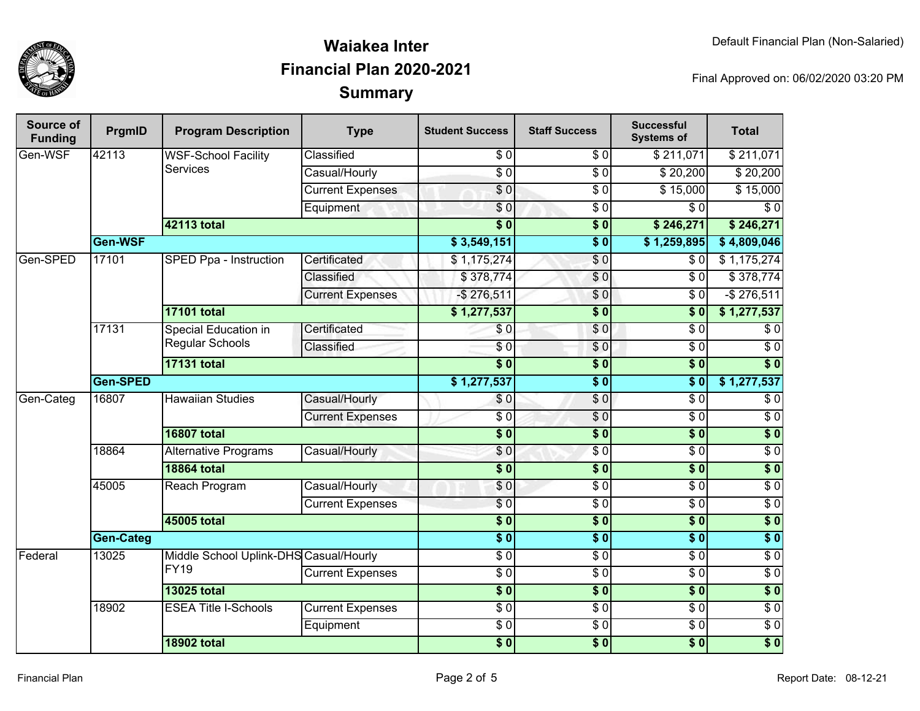# Waiakea Inter
## Financial Plan 2020-2021
## Summary

Default Financial Plan (Non-Salaried)

Final Approved on: 06/02/2020 03:20 PM

| Source of Funding | PrgmID | Program Description | Type | Student Success | Staff Success | Successful Systems of | Total |
|---|---|---|---|---|---|---|---|
| Gen-WSF | 42113 | WSF-School Facility Services | Classified | $ 0 | $ 0 | $ 211,071 | $ 211,071 |
| | | | Casual/Hourly | $ 0 | $ 0 | $ 20,200 | $ 20,200 |
| | | | Current Expenses | $ 0 | $ 0 | $ 15,000 | $ 15,000 |
| | | | Equipment | $ 0 | $ 0 | $ 0 | $ 0 |
| | | **42113 total** | | **$ 0** | **$ 0** | **$ 246,271** | **$ 246,271** |
| | **Gen-WSF** | | | **$ 3,549,151** | **$ 0** | **$ 1,259,895** | **$ 4,809,046** |
| Gen-SPED | 17101 | SPED Ppa - Instruction | Certificated | $ 1,175,274 | $ 0 | $ 0 | $ 1,175,274 |
| | | | Classified | $ 378,774 | $ 0 | $ 0 | $ 378,774 |
| | | | Current Expenses | -$ 276,511 | $ 0 | $ 0 | -$ 276,511 |
| | | **17101 total** | | **$ 1,277,537** | **$ 0** | **$ 0** | **$ 1,277,537** |
| | 17131 | Special Education in Regular Schools | Certificated | $ 0 | $ 0 | $ 0 | $ 0 |
| | | | Classified | $ 0 | $ 0 | $ 0 | $ 0 |
| | | **17131 total** | | **$ 0** | **$ 0** | **$ 0** | **$ 0** |
| | **Gen-SPED** | | | **$ 1,277,537** | **$ 0** | **$ 0** | **$ 1,277,537** |
| Gen-Categ | 16807 | Hawaiian Studies | Casual/Hourly | $ 0 | $ 0 | $ 0 | $ 0 |
| | | | Current Expenses | $ 0 | $ 0 | $ 0 | $ 0 |
| | | **16807 total** | | **$ 0** | **$ 0** | **$ 0** | **$ 0** |
| | 18864 | Alternative Programs | Casual/Hourly | $ 0 | $ 0 | $ 0 | $ 0 |
| | | **18864 total** | | **$ 0** | **$ 0** | **$ 0** | **$ 0** |
| | 45005 | Reach Program | Casual/Hourly | $ 0 | $ 0 | $ 0 | $ 0 |
| | | | Current Expenses | $ 0 | $ 0 | $ 0 | $ 0 |
| | | **45005 total** | | **$ 0** | **$ 0** | **$ 0** | **$ 0** |
| | **Gen-Categ** | | | **$ 0** | **$ 0** | **$ 0** | **$ 0** |
| Federal | 13025 | Middle School Uplink-DHS FY19 | Casual/Hourly | $ 0 | $ 0 | $ 0 | $ 0 |
| | | | Current Expenses | $ 0 | $ 0 | $ 0 | $ 0 |
| | | **13025 total** | | **$ 0** | **$ 0** | **$ 0** | **$ 0** |
| | 18902 | ESEA Title I-Schools | Current Expenses | $ 0 | $ 0 | $ 0 | $ 0 |
| | | | Equipment | $ 0 | $ 0 | $ 0 | $ 0 |
| | | **18902 total** | | **$ 0** | **$ 0** | **$ 0** | **$ 0** |

Report Date: 08-12-21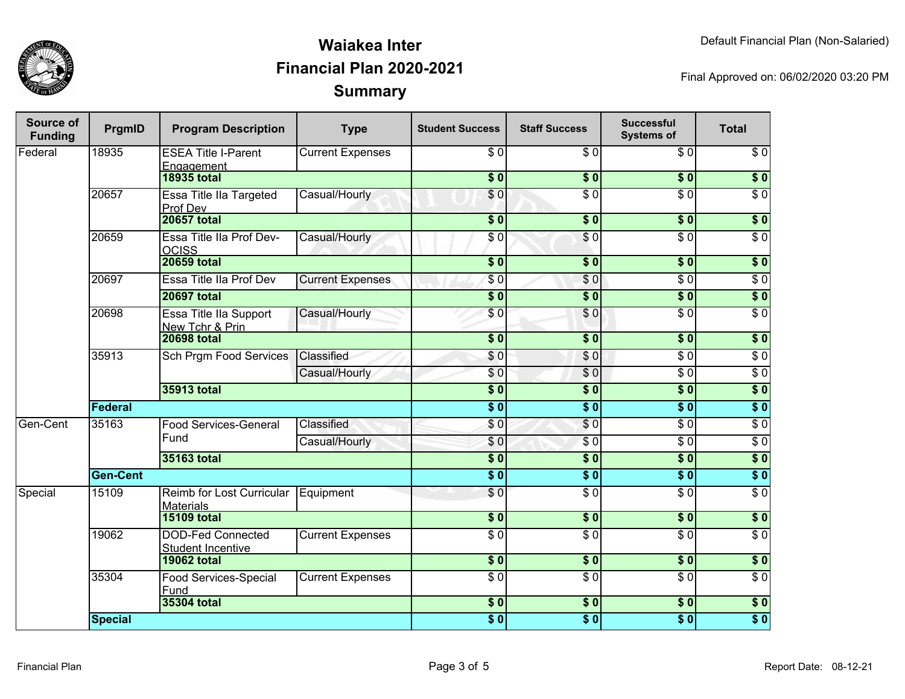# Waiakea Inter
## Financial Plan 2020-2021
## Summary

Default Financial Plan (Non-Salaried)

Final Approved on: 06/02/2020 03:20 PM

| Source of Funding | PrgmID | Program Description | Type | Student Success | Staff Success | Successful Systems of | Total |
|---|---|---|---|---|---|---|---|
| Federal | 18935 | ESEA Title I-Parent Engagement | Current Expenses | $ 0 | $ 0 | $ 0 | $ 0 |
| | | **18935 total** | | **$ 0** | **$ 0** | **$ 0** | **$ 0** |
| | 20657 | Essa Title IIa Targeted Prof Dev | Casual/Hourly | $ 0 | $ 0 | $ 0 | $ 0 |
| | | **20657 total** | | **$ 0** | **$ 0** | **$ 0** | **$ 0** |
| | 20659 | Essa Title IIa Prof Dev-OCISS | Casual/Hourly | $ 0 | $ 0 | $ 0 | $ 0 |
| | | **20659 total** | | **$ 0** | **$ 0** | **$ 0** | **$ 0** |
| | 20697 | Essa Title IIa Prof Dev | Current Expenses | $ 0 | $ 0 | $ 0 | $ 0 |
| | | **20697 total** | | **$ 0** | **$ 0** | **$ 0** | **$ 0** |
| | 20698 | Essa Title IIa Support New Tchr & Prin | Casual/Hourly | $ 0 | $ 0 | $ 0 | $ 0 |
| | | **20698 total** | | **$ 0** | **$ 0** | **$ 0** | **$ 0** |
| | 35913 | Sch Prgm Food Services | Classified | $ 0 | $ 0 | $ 0 | $ 0 |
| | | | Casual/Hourly | $ 0 | $ 0 | $ 0 | $ 0 |
| | | **35913 total** | | **$ 0** | **$ 0** | **$ 0** | **$ 0** |
| | **Federal** | | | **$ 0** | **$ 0** | **$ 0** | **$ 0** |
| Gen-Cent | 35163 | Food Services-General Fund | Classified | $ 0 | $ 0 | $ 0 | $ 0 |
| | | | Casual/Hourly | $ 0 | $ 0 | $ 0 | $ 0 |
| | | **35163 total** | | **$ 0** | **$ 0** | **$ 0** | **$ 0** |
| | **Gen-Cent** | | | **$ 0** | **$ 0** | **$ 0** | **$ 0** |
| Special | 15109 | Reimb for Lost Curricular Materials | Equipment | $ 0 | $ 0 | $ 0 | $ 0 |
| | | **15109 total** | | **$ 0** | **$ 0** | **$ 0** | **$ 0** |
| | 19062 | DOD-Fed Connected Student Incentive | Current Expenses | $ 0 | $ 0 | $ 0 | $ 0 |
| | | **19062 total** | | **$ 0** | **$ 0** | **$ 0** | **$ 0** |
| | 35304 | Food Services-Special Fund | Current Expenses | $ 0 | $ 0 | $ 0 | $ 0 |
| | | **35304 total** | | **$ 0** | **$ 0** | **$ 0** | **$ 0** |
| | **Special** | | | **$ 0** | **$ 0** | **$ 0** | **$ 0** |

Report Date: 08-12-21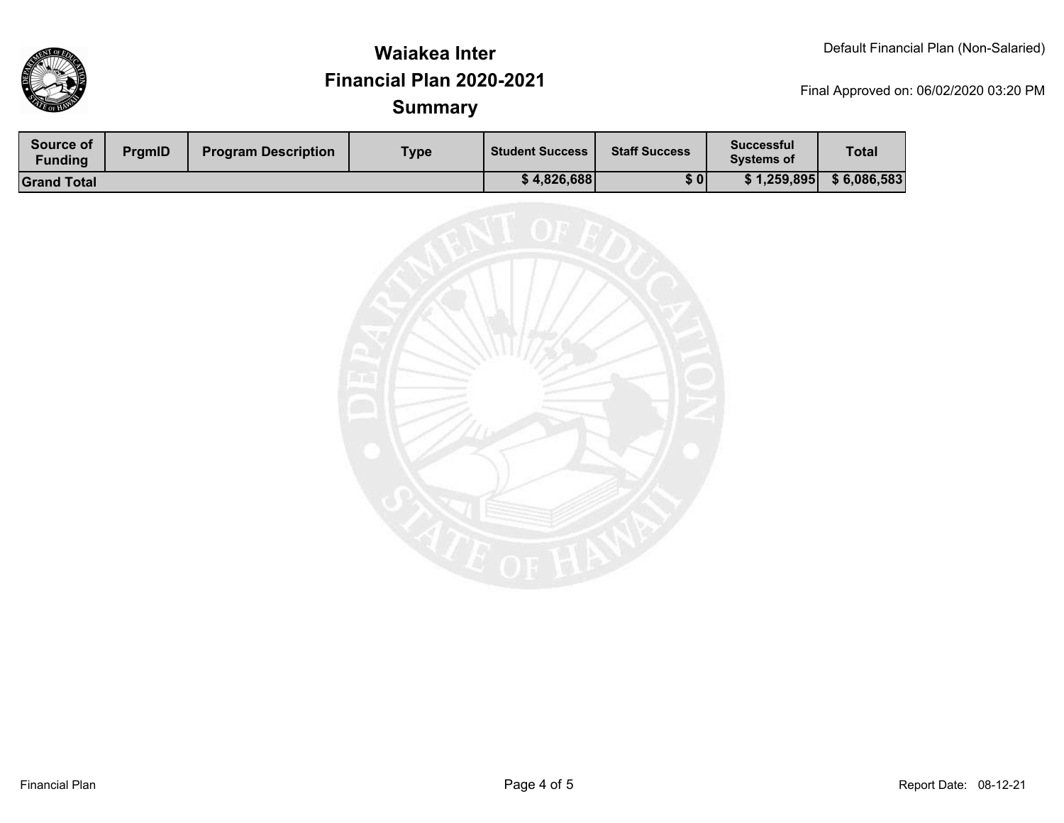# Waiakea Inter
## Financial Plan 2020-2021
### Summary

Default Financial Plan (Non-Salaried)

Final Approved on: 06/02/2020 03:20 PM

| Source of Funding | PrgmID | Program Description | Type | Student Success | Staff Success | Successful Systems of | Total |
|---|---|---|---|---|---|---|---|
| **Grand Total** | | | | **$ 4,826,688** | **$ 0** | **$ 1,259,895** | **$ 6,086,583** |

Financial Plan

Report Date: 08-12-21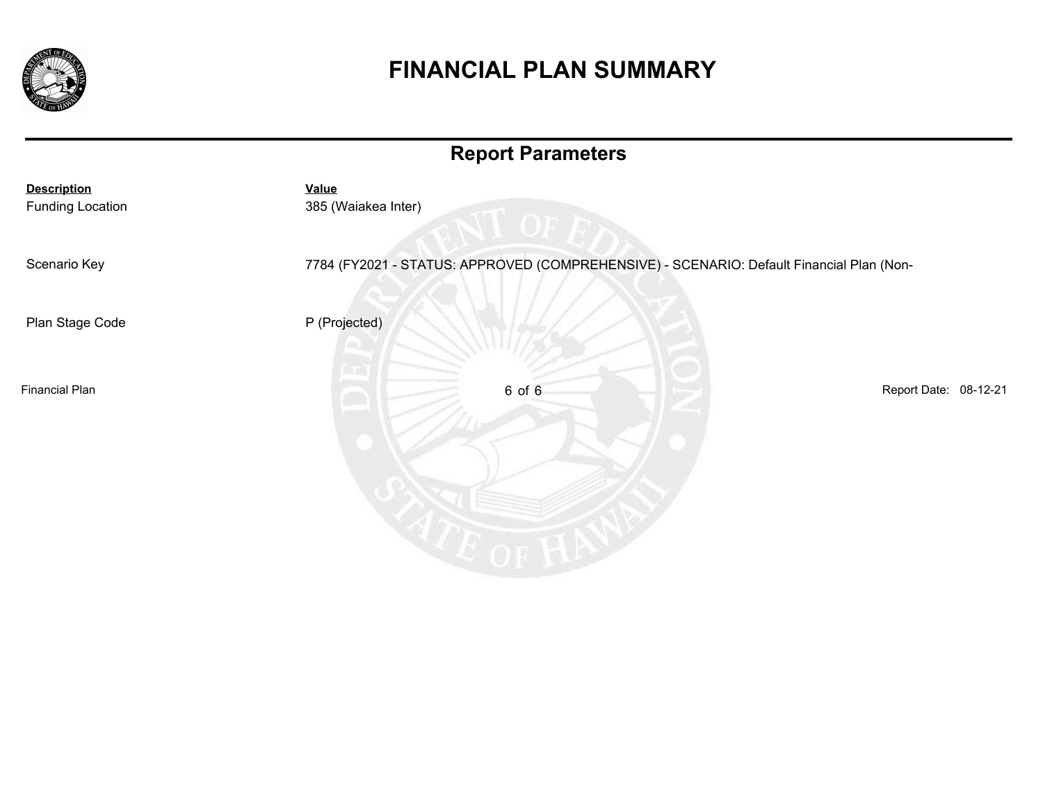# FINANCIAL PLAN SUMMARY

## Report Parameters

| Description | Value |
| --- | --- |
| Funding Location | 385 (Waiakea Inter) |
| Scenario Key | 7784 (FY2021 - STATUS: APPROVED (COMPREHENSIVE) - SCENARIO: Default Financial Plan (Non- |
| Plan Stage Code | P (Projected) |

Financial Plan

Report Date: 08-12-21